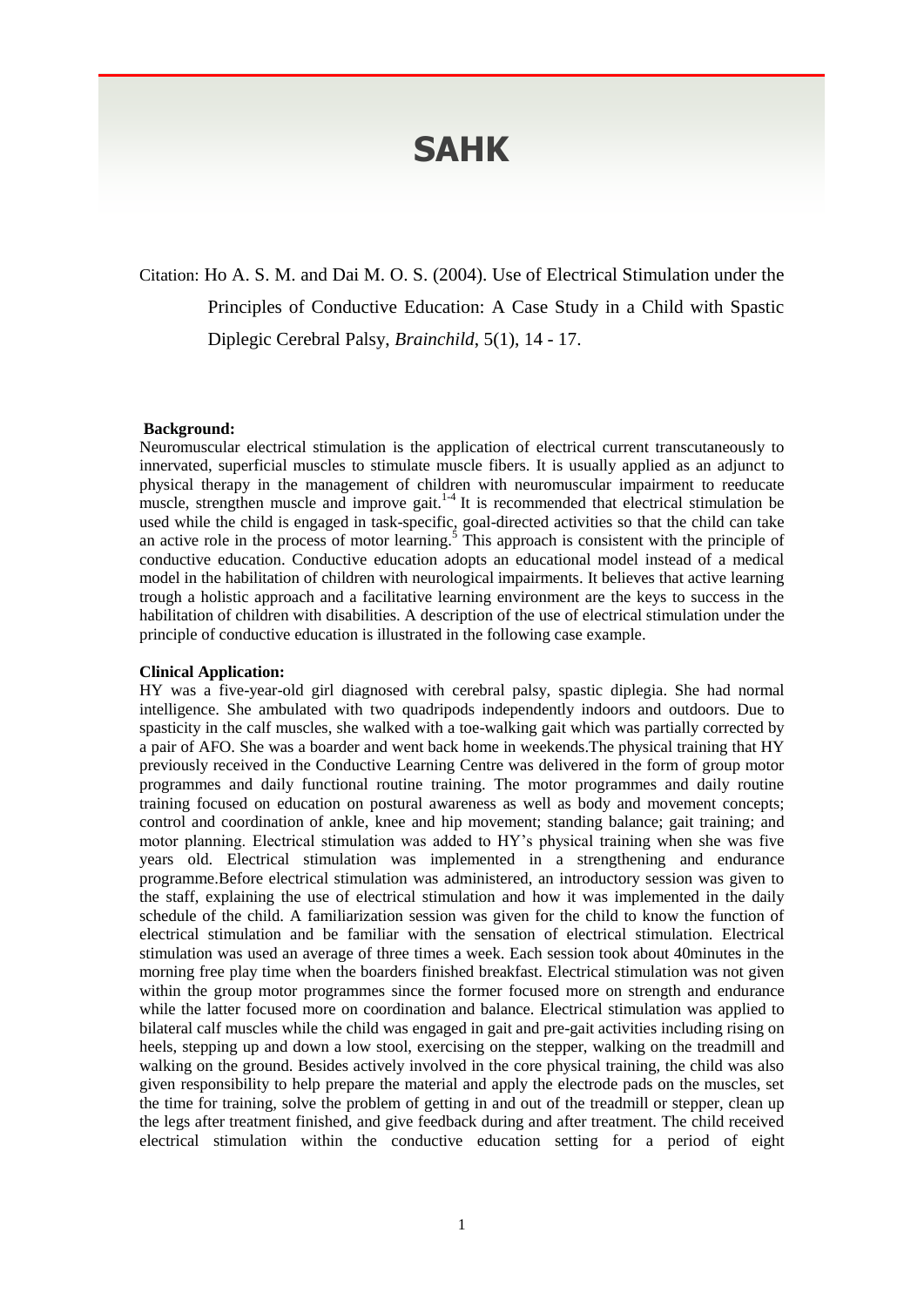# SAHK

Citation: Ho A. S. M. and Dai M. O. S. (2004). Use of Electrical Stimulation under the Principles of Conductive Education: A Case Study in a Child with Spastic Diplegic Cerebral Palsy, *Brainchild*, 5(1), 14 - 17.

**Background:**

Neuromuscular electrical stimulation is the application of electrical current transcutaneously to innervated, superficial muscles to stimulate muscle fibers. It is usually applied as an adjunct to physical therapy in the management of children with neuromuscular impairment to reeducate muscle, strengthen muscle and improve gait.[1-4] It is recommended that electrical stimulation be used while the child is engaged in task-specific, goal-directed activities so that the child can take an active role in the process of motor learning.[5] This approach is consistent with the principle of conductive education. Conductive education adopts an educational model instead of a medical model in the habilitation of children with neurological impairments. It believes that active learning trough a holistic approach and a facilitative learning environment are the keys to success in the habilitation of children with disabilities. A description of the use of electrical stimulation under the principle of conductive education is illustrated in the following case example.

**Clinical Application:**

HY was a five-year-old girl diagnosed with cerebral palsy, spastic diplegia. She had normal intelligence. She ambulated with two quadripods independently indoors and outdoors. Due to spasticity in the calf muscles, she walked with a toe-walking gait which was partially corrected by a pair of AFO. She was a boarder and went back home in weekends.The physical training that HY previously received in the Conductive Learning Centre was delivered in the form of group motor programmes and daily functional routine training. The motor programmes and daily routine training focused on education on postural awareness as well as body and movement concepts; control and coordination of ankle, knee and hip movement; standing balance; gait training; and motor planning. Electrical stimulation was added to HY's physical training when she was five years old. Electrical stimulation was implemented in a strengthening and endurance programme.Before electrical stimulation was administered, an introductory session was given to the staff, explaining the use of electrical stimulation and how it was implemented in the daily schedule of the child. A familiarization session was given for the child to know the function of electrical stimulation and be familiar with the sensation of electrical stimulation. Electrical stimulation was used an average of three times a week. Each session took about 40minutes in the morning free play time when the boarders finished breakfast. Electrical stimulation was not given within the group motor programmes since the former focused more on strength and endurance while the latter focused more on coordination and balance. Electrical stimulation was applied to bilateral calf muscles while the child was engaged in gait and pre-gait activities including rising on heels, stepping up and down a low stool, exercising on the stepper, walking on the treadmill and walking on the ground. Besides actively involved in the core physical training, the child was also given responsibility to help prepare the material and apply the electrode pads on the muscles, set the time for training, solve the problem of getting in and out of the treadmill or stepper, clean up the legs after treatment finished, and give feedback during and after treatment. The child received electrical stimulation within the conductive education setting for a period of eight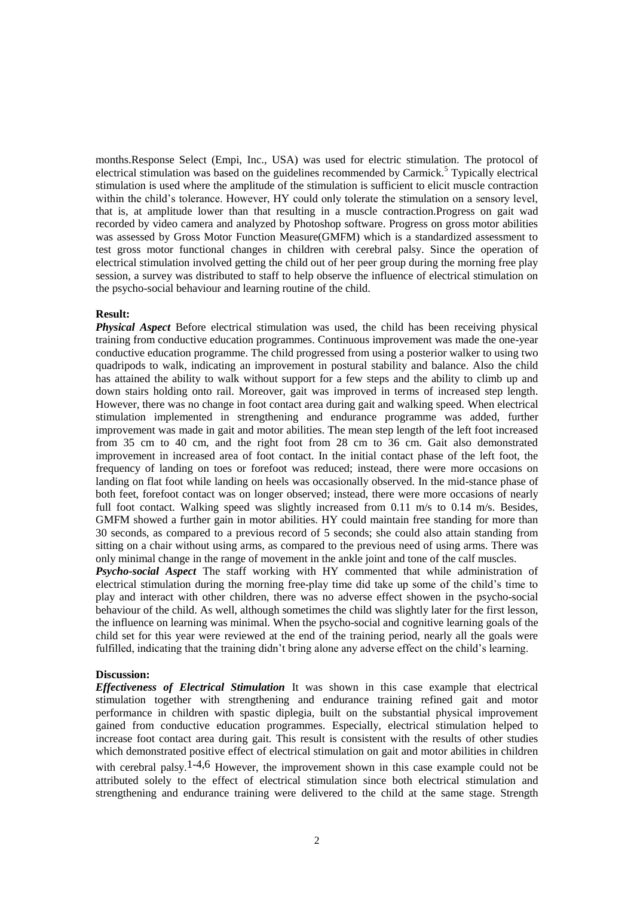months.Response Select (Empi, Inc., USA) was used for electric stimulation. The protocol of electrical stimulation was based on the guidelines recommended by Carmick.[5] Typically electrical stimulation is used where the amplitude of the stimulation is sufficient to elicit muscle contraction within the child's tolerance. However, HY could only tolerate the stimulation on a sensory level, that is, at amplitude lower than that resulting in a muscle contraction.Progress on gait wad recorded by video camera and analyzed by Photoshop software. Progress on gross motor abilities was assessed by Gross Motor Function Measure(GMFM) which is a standardized assessment to test gross motor functional changes in children with cerebral palsy. Since the operation of electrical stimulation involved getting the child out of her peer group during the morning free play session, a survey was distributed to staff to help observe the influence of electrical stimulation on the psycho-social behaviour and learning routine of the child.

**Result:**

***Physical Aspect*** Before electrical stimulation was used, the child has been receiving physical training from conductive education programmes. Continuous improvement was made the one-year conductive education programme. The child progressed from using a posterior walker to using two quadripods to walk, indicating an improvement in postural stability and balance. Also the child has attained the ability to walk without support for a few steps and the ability to climb up and down stairs holding onto rail. Moreover, gait was improved in terms of increased step length. However, there was no change in foot contact area during gait and walking speed. When electrical stimulation implemented in strengthening and endurance programme was added, further improvement was made in gait and motor abilities. The mean step length of the left foot increased from 35 cm to 40 cm, and the right foot from 28 cm to 36 cm. Gait also demonstrated improvement in increased area of foot contact. In the initial contact phase of the left foot, the frequency of landing on toes or forefoot was reduced; instead, there were more occasions on landing on flat foot while landing on heels was occasionally observed. In the mid-stance phase of both feet, forefoot contact was on longer observed; instead, there were more occasions of nearly full foot contact. Walking speed was slightly increased from 0.11 m/s to 0.14 m/s. Besides, GMFM showed a further gain in motor abilities. HY could maintain free standing for more than 30 seconds, as compared to a previous record of 5 seconds; she could also attain standing from sitting on a chair without using arms, as compared to the previous need of using arms. There was only minimal change in the range of movement in the ankle joint and tone of the calf muscles.

***Psycho-social Aspect*** The staff working with HY commented that while administration of electrical stimulation during the morning free-play time did take up some of the child's time to play and interact with other children, there was no adverse effect showen in the psycho-social behaviour of the child. As well, although sometimes the child was slightly later for the first lesson, the influence on learning was minimal. When the psycho-social and cognitive learning goals of the child set for this year were reviewed at the end of the training period, nearly all the goals were fulfilled, indicating that the training didn't bring alone any adverse effect on the child's learning.

**Discussion:**

***Effectiveness of Electrical Stimulation*** It was shown in this case example that electrical stimulation together with strengthening and endurance training refined gait and motor performance in children with spastic diplegia, built on the substantial physical improvement gained from conductive education programmes. Especially, electrical stimulation helped to increase foot contact area during gait. This result is consistent with the results of other studies which demonstrated positive effect of electrical stimulation on gait and motor abilities in children with cerebral palsy.[1-4,6] However, the improvement shown in this case example could not be attributed solely to the effect of electrical stimulation since both electrical stimulation and strengthening and endurance training were delivered to the child at the same stage. Strength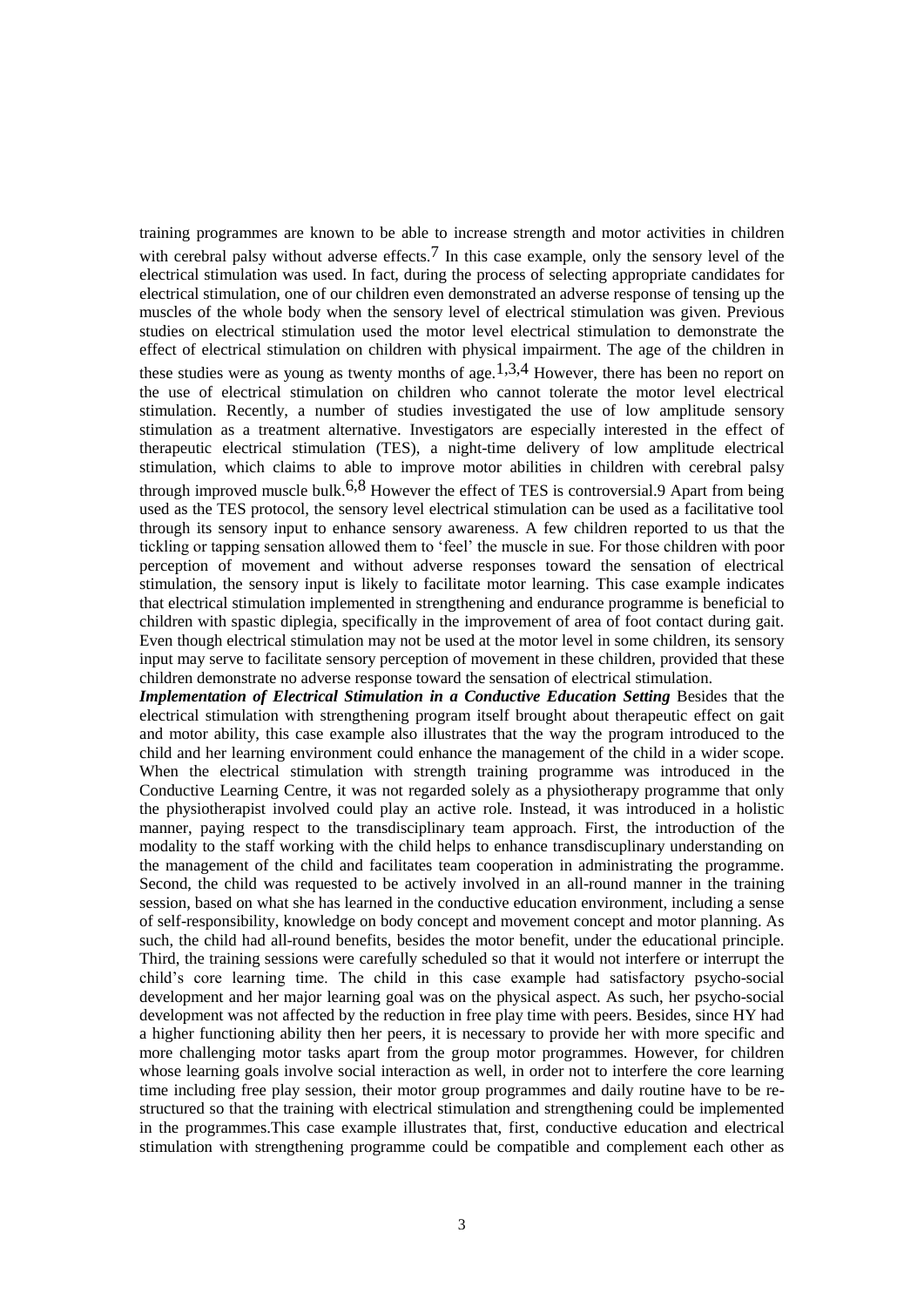training programmes are known to be able to increase strength and motor activities in children with cerebral palsy without adverse effects.[7] In this case example, only the sensory level of the electrical stimulation was used. In fact, during the process of selecting appropriate candidates for electrical stimulation, one of our children even demonstrated an adverse response of tensing up the muscles of the whole body when the sensory level of electrical stimulation was given. Previous studies on electrical stimulation used the motor level electrical stimulation to demonstrate the effect of electrical stimulation on children with physical impairment. The age of the children in these studies were as young as twenty months of age.[1,3,4] However, there has been no report on the use of electrical stimulation on children who cannot tolerate the motor level electrical stimulation. Recently, a number of studies investigated the use of low amplitude sensory stimulation as a treatment alternative. Investigators are especially interested in the effect of therapeutic electrical stimulation (TES), a night-time delivery of low amplitude electrical stimulation, which claims to able to improve motor abilities in children with cerebral palsy through improved muscle bulk.[6,8] However the effect of TES is controversial.9 Apart from being used as the TES protocol, the sensory level electrical stimulation can be used as a facilitative tool through its sensory input to enhance sensory awareness. A few children reported to us that the tickling or tapping sensation allowed them to 'feel' the muscle in sue. For those children with poor perception of movement and without adverse responses toward the sensation of electrical stimulation, the sensory input is likely to facilitate motor learning. This case example indicates that electrical stimulation implemented in strengthening and endurance programme is beneficial to children with spastic diplegia, specifically in the improvement of area of foot contact during gait. Even though electrical stimulation may not be used at the motor level in some children, its sensory input may serve to facilitate sensory perception of movement in these children, provided that these children demonstrate no adverse response toward the sensation of electrical stimulation.

***Implementation of Electrical Stimulation in a Conductive Education Setting*** Besides that the electrical stimulation with strengthening program itself brought about therapeutic effect on gait and motor ability, this case example also illustrates that the way the program introduced to the child and her learning environment could enhance the management of the child in a wider scope. When the electrical stimulation with strength training programme was introduced in the Conductive Learning Centre, it was not regarded solely as a physiotherapy programme that only the physiotherapist involved could play an active role. Instead, it was introduced in a holistic manner, paying respect to the transdisciplinary team approach. First, the introduction of the modality to the staff working with the child helps to enhance transdiscuplinary understanding on the management of the child and facilitates team cooperation in administrating the programme. Second, the child was requested to be actively involved in an all-round manner in the training session, based on what she has learned in the conductive education environment, including a sense of self-responsibility, knowledge on body concept and movement concept and motor planning. As such, the child had all-round benefits, besides the motor benefit, under the educational principle. Third, the training sessions were carefully scheduled so that it would not interfere or interrupt the child's core learning time. The child in this case example had satisfactory psycho-social development and her major learning goal was on the physical aspect. As such, her psycho-social development was not affected by the reduction in free play time with peers. Besides, since HY had a higher functioning ability then her peers, it is necessary to provide her with more specific and more challenging motor tasks apart from the group motor programmes. However, for children whose learning goals involve social interaction as well, in order not to interfere the core learning time including free play session, their motor group programmes and daily routine have to be re-structured so that the training with electrical stimulation and strengthening could be implemented in the programmes.This case example illustrates that, first, conductive education and electrical stimulation with strengthening programme could be compatible and complement each other as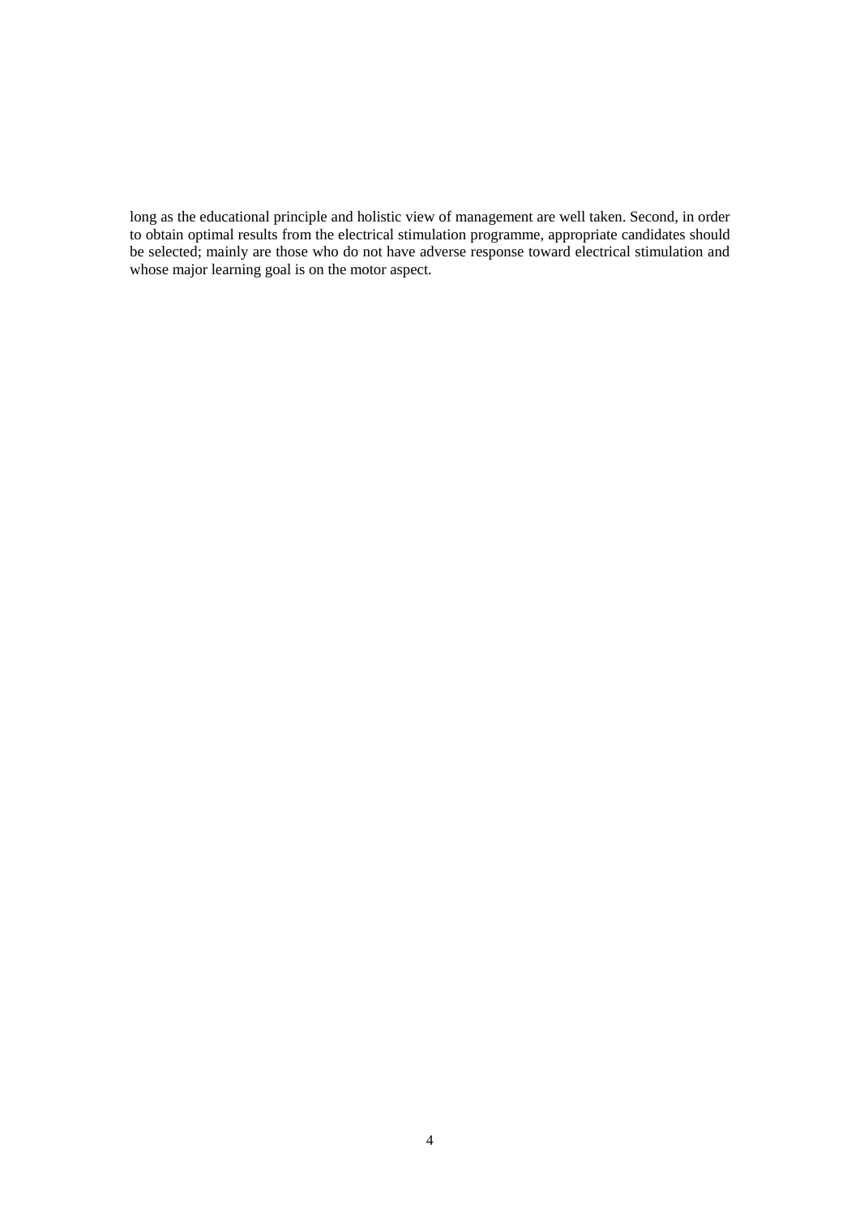long as the educational principle and holistic view of management are well taken. Second, in order to obtain optimal results from the electrical stimulation programme, appropriate candidates should be selected; mainly are those who do not have adverse response toward electrical stimulation and whose major learning goal is on the motor aspect.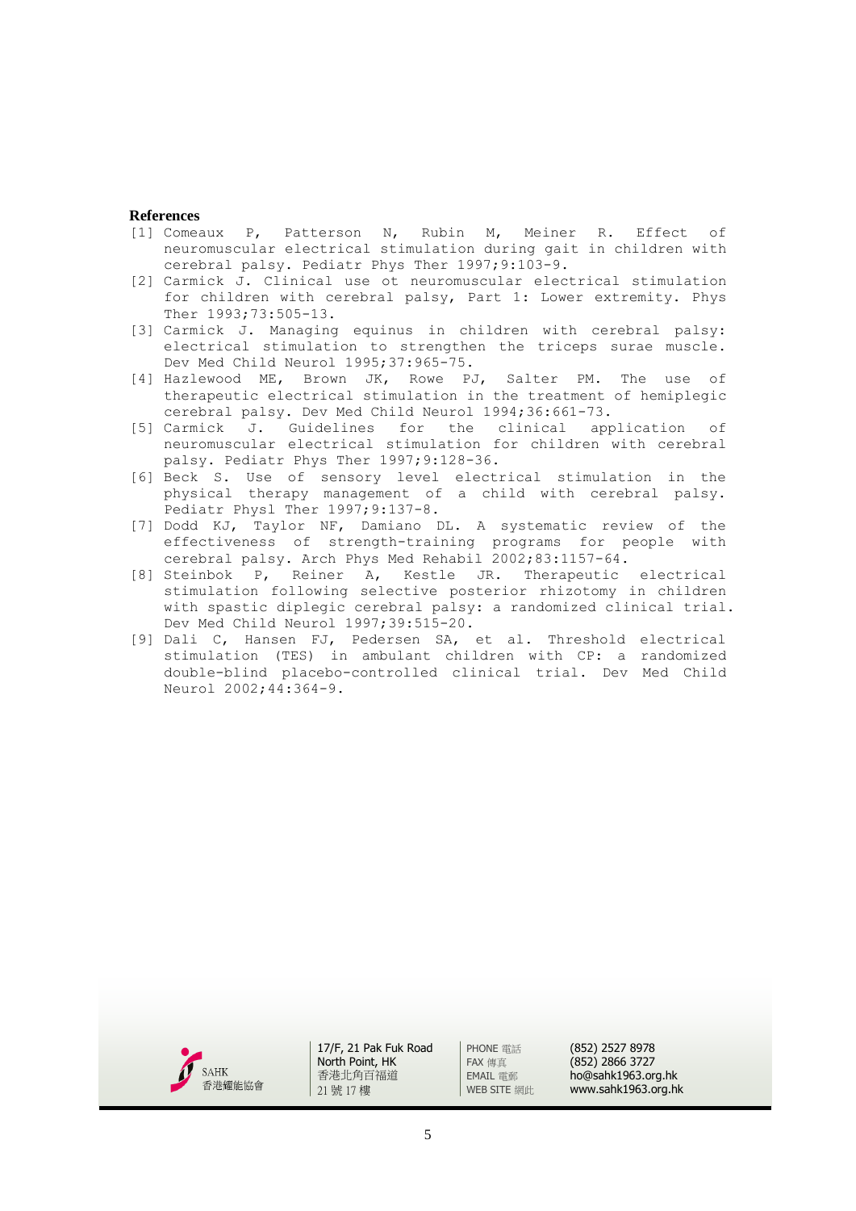**References**

[1] Comeaux P, Patterson N, Rubin M, Meiner R. Effect of neuromuscular electrical stimulation during gait in children with cerebral palsy. Pediatr Phys Ther 1997;9:103-9.

[2] Carmick J. Clinical use ot neuromuscular electrical stimulation for children with cerebral palsy, Part 1: Lower extremity. Phys Ther 1993;73:505-13.

[3] Carmick J. Managing equinus in children with cerebral palsy: electrical stimulation to strengthen the triceps surae muscle. Dev Med Child Neurol 1995;37:965-75.

[4] Hazlewood ME, Brown JK, Rowe PJ, Salter PM. The use of therapeutic electrical stimulation in the treatment of hemiplegic cerebral palsy. Dev Med Child Neurol 1994;36:661-73.

[5] Carmick J. Guidelines for the clinical application of neuromuscular electrical stimulation for children with cerebral palsy. Pediatr Phys Ther 1997;9:128-36.

[6] Beck S. Use of sensory level electrical stimulation in the physical therapy management of a child with cerebral palsy. Pediatr Physl Ther 1997;9:137-8.

[7] Dodd KJ, Taylor NF, Damiano DL. A systematic review of the effectiveness of strength-training programs for people with cerebral palsy. Arch Phys Med Rehabil 2002;83:1157-64.

[8] Steinbok P, Reiner A, Kestle JR. Therapeutic electrical stimulation following selective posterior rhizotomy in children with spastic diplegic cerebral palsy: a randomized clinical trial. Dev Med Child Neurol 1997;39:515-20.

[9] Dali C, Hansen FJ, Pedersen SA, et al. Threshold electrical stimulation (TES) in ambulant children with CP: a randomized double-blind placebo-controlled clinical trial. Dev Med Child Neurol 2002;44:364-9.

SAHK 香港耀能協會

17/F, 21 Pak Fuk Road
North Point, HK
香港北角百福道
21 號 17 樓

PHONE 電話 (852) 2527 8978
FAX 傳真 (852) 2866 3727
EMAIL 電郵 ho@sahk1963.org.hk
WEB SITE 網址 www.sahk1963.org.hk